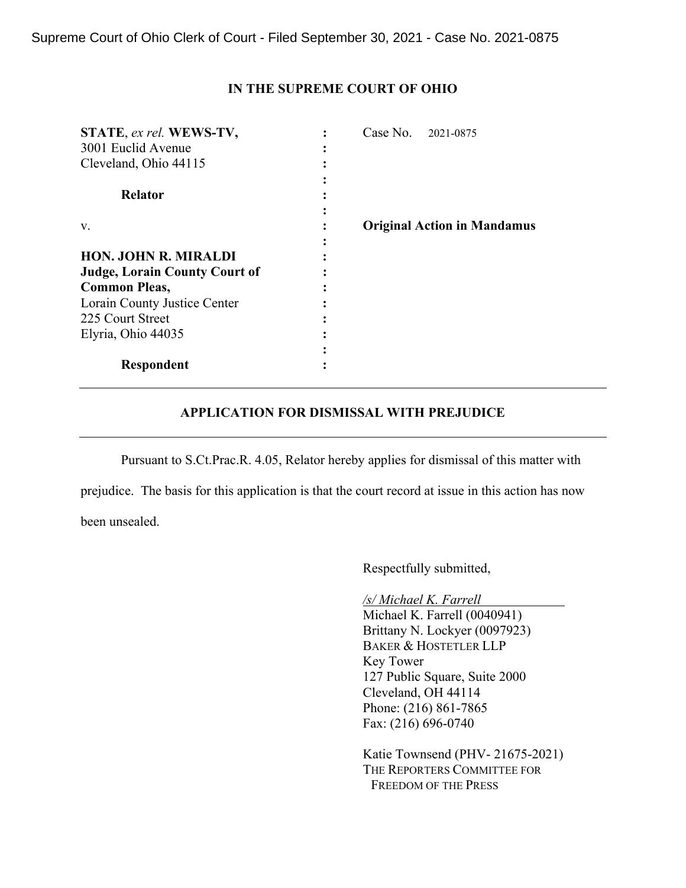Supreme Court of Ohio Clerk of Court - Filed September 30, 2021 - Case No. 2021-0875

## IN THE SUPREME COURT OF OHIO

| | | |
|---|---|---|
| **STATE**, *ex rel.* **WEWS-TV,** | : | Case No. 2021-0875 |
| 3001 Euclid Avenue | : | |
| Cleveland, Ohio 44115 | : | |
| | : | |
| **Relator** | : | |
| | : | |
| v. | : | **Original Action in Mandamus** |
| | : | |
| **HON. JOHN R. MIRALDI** | : | |
| **Judge, Lorain County Court of** | : | |
| **Common Pleas,** | : | |
| Lorain County Justice Center | : | |
| 225 Court Street | : | |
| Elyria, Ohio 44035 | : | |
| | : | |
| **Respondent** | : | |

---

## APPLICATION FOR DISMISSAL WITH PREJUDICE

---

Pursuant to S.Ct.Prac.R. 4.05, Relator hereby applies for dismissal of this matter with prejudice. The basis for this application is that the court record at issue in this action has now been unsealed.

Respectfully submitted,

*/s/ Michael K. Farrell*
Michael K. Farrell (0040941)
Brittany N. Lockyer (0097923)
BAKER & HOSTETLER LLP
Key Tower
127 Public Square, Suite 2000
Cleveland, OH 44114
Phone: (216) 861-7865
Fax: (216) 696-0740

Katie Townsend (PHV- 21675-2021)
THE REPORTERS COMMITTEE FOR
FREEDOM OF THE PRESS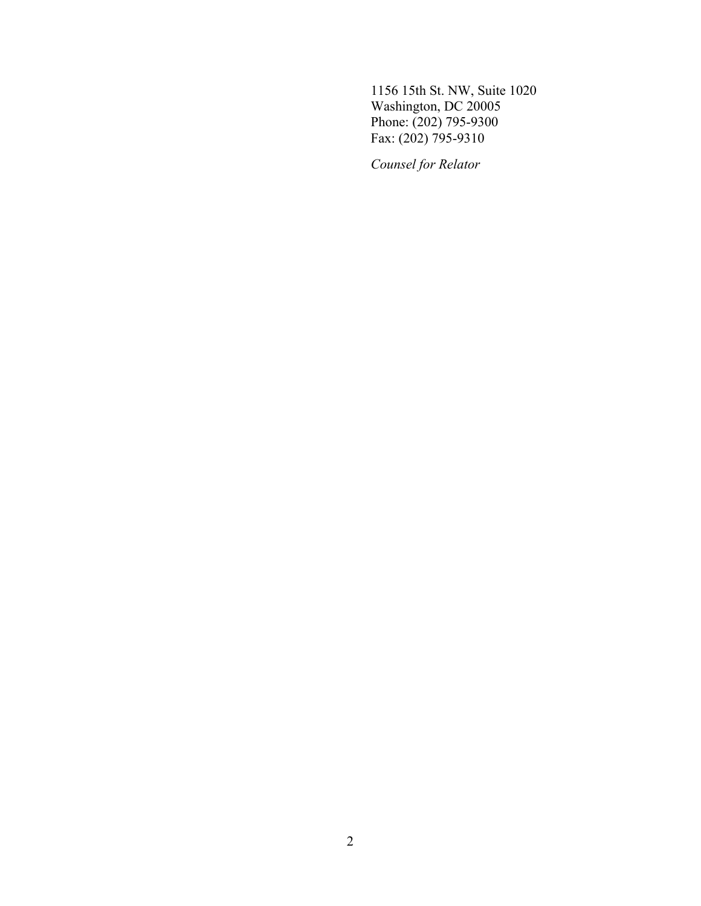1156 15th St. NW, Suite 1020
Washington, DC 20005
Phone: (202) 795-9300
Fax: (202) 795-9310

*Counsel for Relator*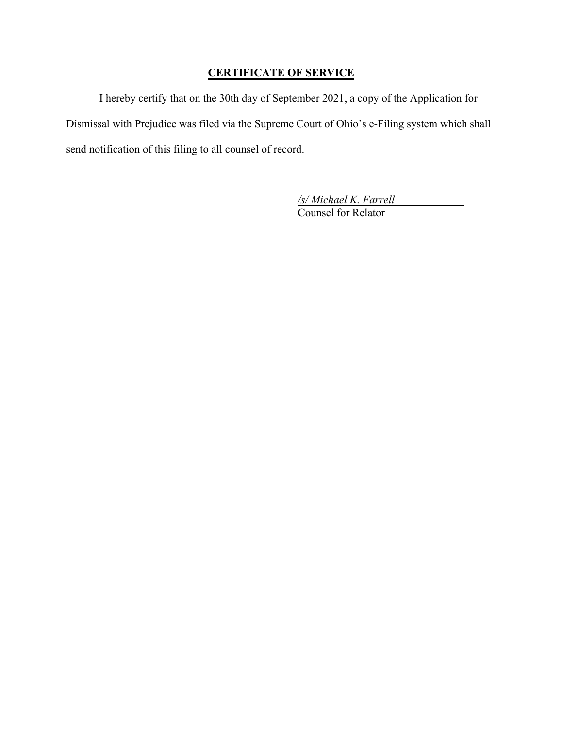## **CERTIFICATE OF SERVICE**

I hereby certify that on the 30th day of September 2021, a copy of the Application for Dismissal with Prejudice was filed via the Supreme Court of Ohio's e-Filing system which shall send notification of this filing to all counsel of record.

*/s/ Michael K. Farrell*
Counsel for Relator